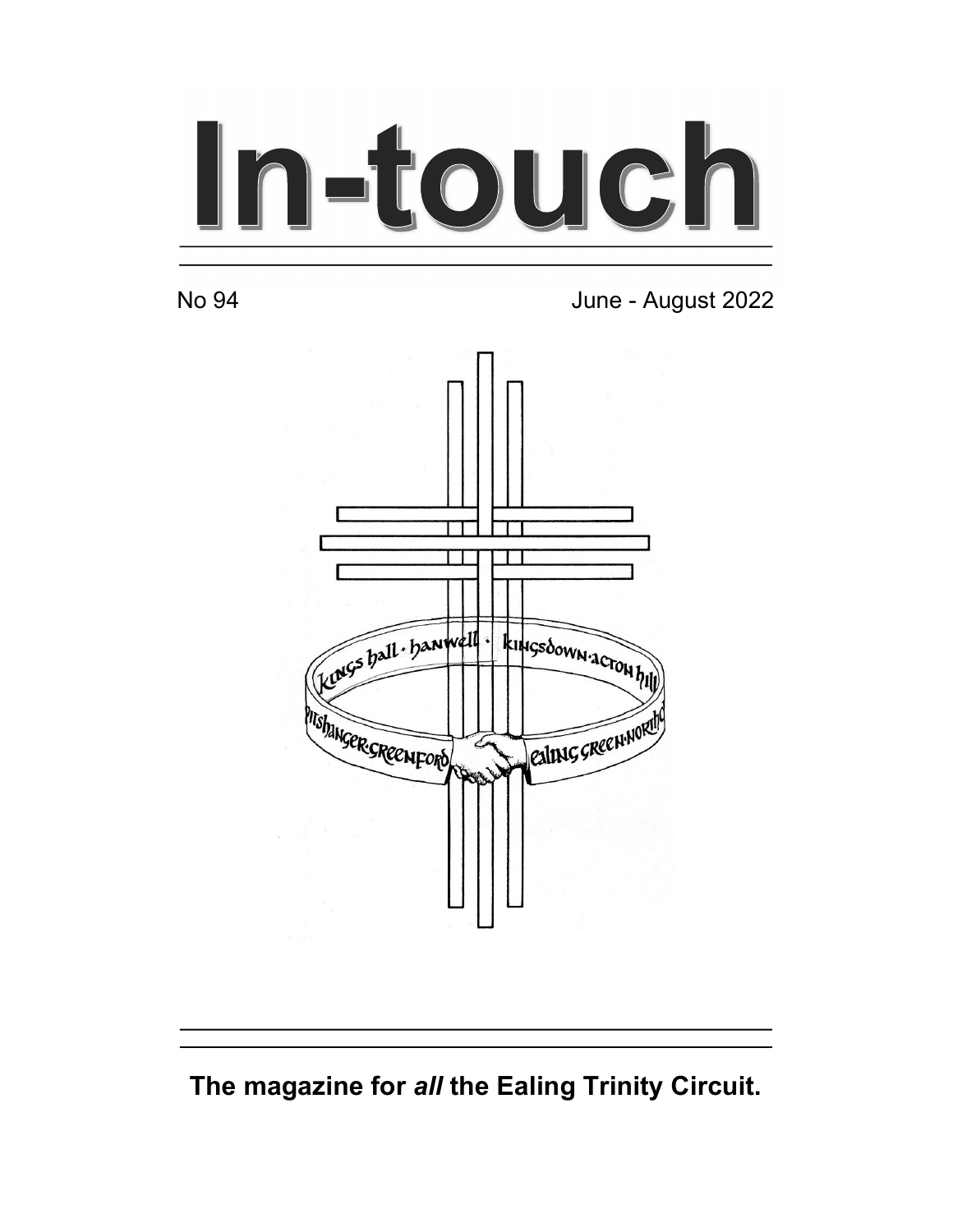# In-touch

No 94 June - August 2022

kings hall · hanwell · kingsdown·acton hill

pitshanger·greenford ealing green·northolt

**The magazine for *all* the Ealing Trinity Circuit.**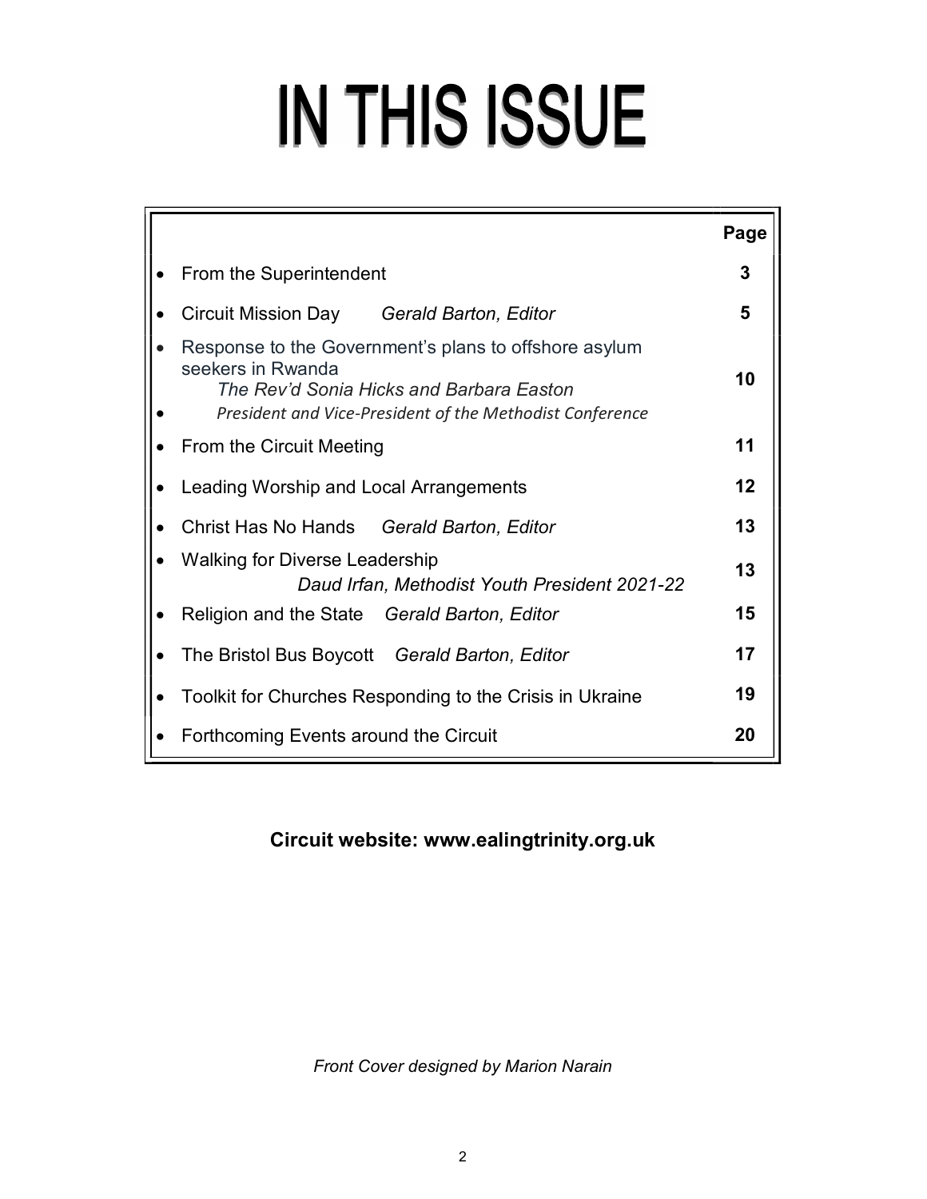# IN THIS ISSUE

| | Page |
|---|---|
| • From the Superintendent | 3 |
| • Circuit Mission Day *Gerald Barton, Editor* | 5 |
| • Response to the Government's plans to offshore asylum seekers in Rwanda *The Rev'd Sonia Hicks and Barbara Easton* • *President and Vice-President of the Methodist Conference* | 10 |
| • From the Circuit Meeting | 11 |
| • Leading Worship and Local Arrangements | 12 |
| • Christ Has No Hands *Gerald Barton, Editor* | 13 |
| • Walking for Diverse Leadership *Daud Irfan, Methodist Youth President 2021-22* | 13 |
| • Religion and the State *Gerald Barton, Editor* | 15 |
| • The Bristol Bus Boycott *Gerald Barton, Editor* | 17 |
| • Toolkit for Churches Responding to the Crisis in Ukraine | 19 |
| • Forthcoming Events around the Circuit | 20 |

**Circuit website: www.ealingtrinity.org.uk**

*Front Cover designed by Marion Narain*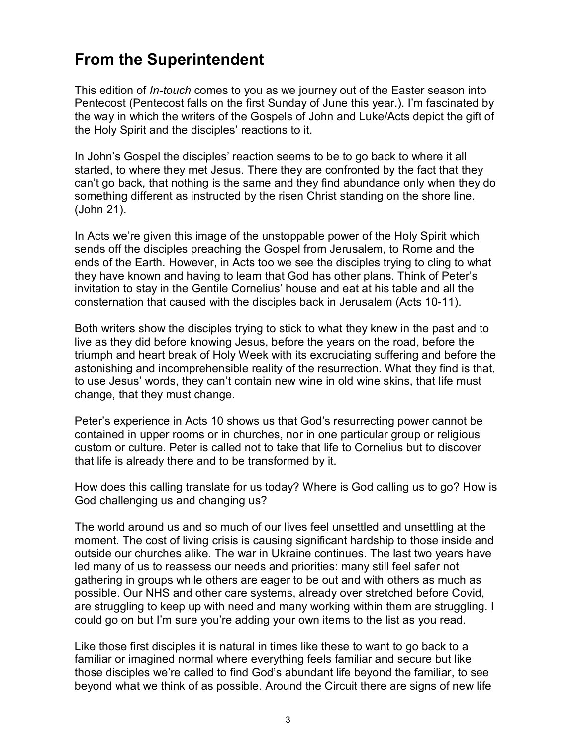# From the Superintendent

This edition of *In-touch* comes to you as we journey out of the Easter season into Pentecost (Pentecost falls on the first Sunday of June this year.). I'm fascinated by the way in which the writers of the Gospels of John and Luke/Acts depict the gift of the Holy Spirit and the disciples' reactions to it.

In John's Gospel the disciples' reaction seems to be to go back to where it all started, to where they met Jesus. There they are confronted by the fact that they can't go back, that nothing is the same and they find abundance only when they do something different as instructed by the risen Christ standing on the shore line. (John 21).

In Acts we're given this image of the unstoppable power of the Holy Spirit which sends off the disciples preaching the Gospel from Jerusalem, to Rome and the ends of the Earth. However, in Acts too we see the disciples trying to cling to what they have known and having to learn that God has other plans. Think of Peter's invitation to stay in the Gentile Cornelius' house and eat at his table and all the consternation that caused with the disciples back in Jerusalem (Acts 10-11).

Both writers show the disciples trying to stick to what they knew in the past and to live as they did before knowing Jesus, before the years on the road, before the triumph and heart break of Holy Week with its excruciating suffering and before the astonishing and incomprehensible reality of the resurrection. What they find is that, to use Jesus' words, they can't contain new wine in old wine skins, that life must change, that they must change.

Peter's experience in Acts 10 shows us that God's resurrecting power cannot be contained in upper rooms or in churches, nor in one particular group or religious custom or culture. Peter is called not to take that life to Cornelius but to discover that life is already there and to be transformed by it.

How does this calling translate for us today? Where is God calling us to go? How is God challenging us and changing us?

The world around us and so much of our lives feel unsettled and unsettling at the moment. The cost of living crisis is causing significant hardship to those inside and outside our churches alike. The war in Ukraine continues. The last two years have led many of us to reassess our needs and priorities: many still feel safer not gathering in groups while others are eager to be out and with others as much as possible. Our NHS and other care systems, already over stretched before Covid, are struggling to keep up with need and many working within them are struggling. I could go on but I'm sure you're adding your own items to the list as you read.

Like those first disciples it is natural in times like these to want to go back to a familiar or imagined normal where everything feels familiar and secure but like those disciples we're called to find God's abundant life beyond the familiar, to see beyond what we think of as possible. Around the Circuit there are signs of new life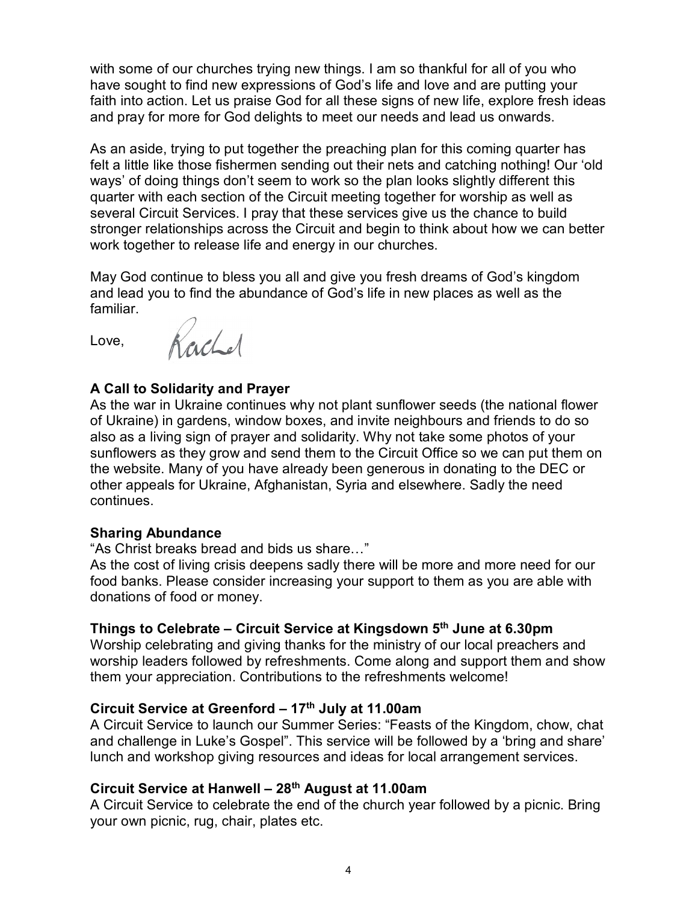with some of our churches trying new things. I am so thankful for all of you who have sought to find new expressions of God's life and love and are putting your faith into action. Let us praise God for all these signs of new life, explore fresh ideas and pray for more for God delights to meet our needs and lead us onwards.

As an aside, trying to put together the preaching plan for this coming quarter has felt a little like those fishermen sending out their nets and catching nothing! Our 'old ways' of doing things don't seem to work so the plan looks slightly different this quarter with each section of the Circuit meeting together for worship as well as several Circuit Services. I pray that these services give us the chance to build stronger relationships across the Circuit and begin to think about how we can better work together to release life and energy in our churches.

May God continue to bless you all and give you fresh dreams of God's kingdom and lead you to find the abundance of God's life in new places as well as the familiar.

Love, Rachel

**A Call to Solidarity and Prayer**

As the war in Ukraine continues why not plant sunflower seeds (the national flower of Ukraine) in gardens, window boxes, and invite neighbours and friends to do so also as a living sign of prayer and solidarity. Why not take some photos of your sunflowers as they grow and send them to the Circuit Office so we can put them on the website. Many of you have already been generous in donating to the DEC or other appeals for Ukraine, Afghanistan, Syria and elsewhere. Sadly the need continues.

**Sharing Abundance**

"As Christ breaks bread and bids us share…"

As the cost of living crisis deepens sadly there will be more and more need for our food banks. Please consider increasing your support to them as you are able with donations of food or money.

**Things to Celebrate – Circuit Service at Kingsdown 5th June at 6.30pm**

Worship celebrating and giving thanks for the ministry of our local preachers and worship leaders followed by refreshments. Come along and support them and show them your appreciation. Contributions to the refreshments welcome!

**Circuit Service at Greenford – 17th July at 11.00am**

A Circuit Service to launch our Summer Series: "Feasts of the Kingdom, chow, chat and challenge in Luke's Gospel". This service will be followed by a 'bring and share' lunch and workshop giving resources and ideas for local arrangement services.

**Circuit Service at Hanwell – 28th August at 11.00am**

A Circuit Service to celebrate the end of the church year followed by a picnic. Bring your own picnic, rug, chair, plates etc.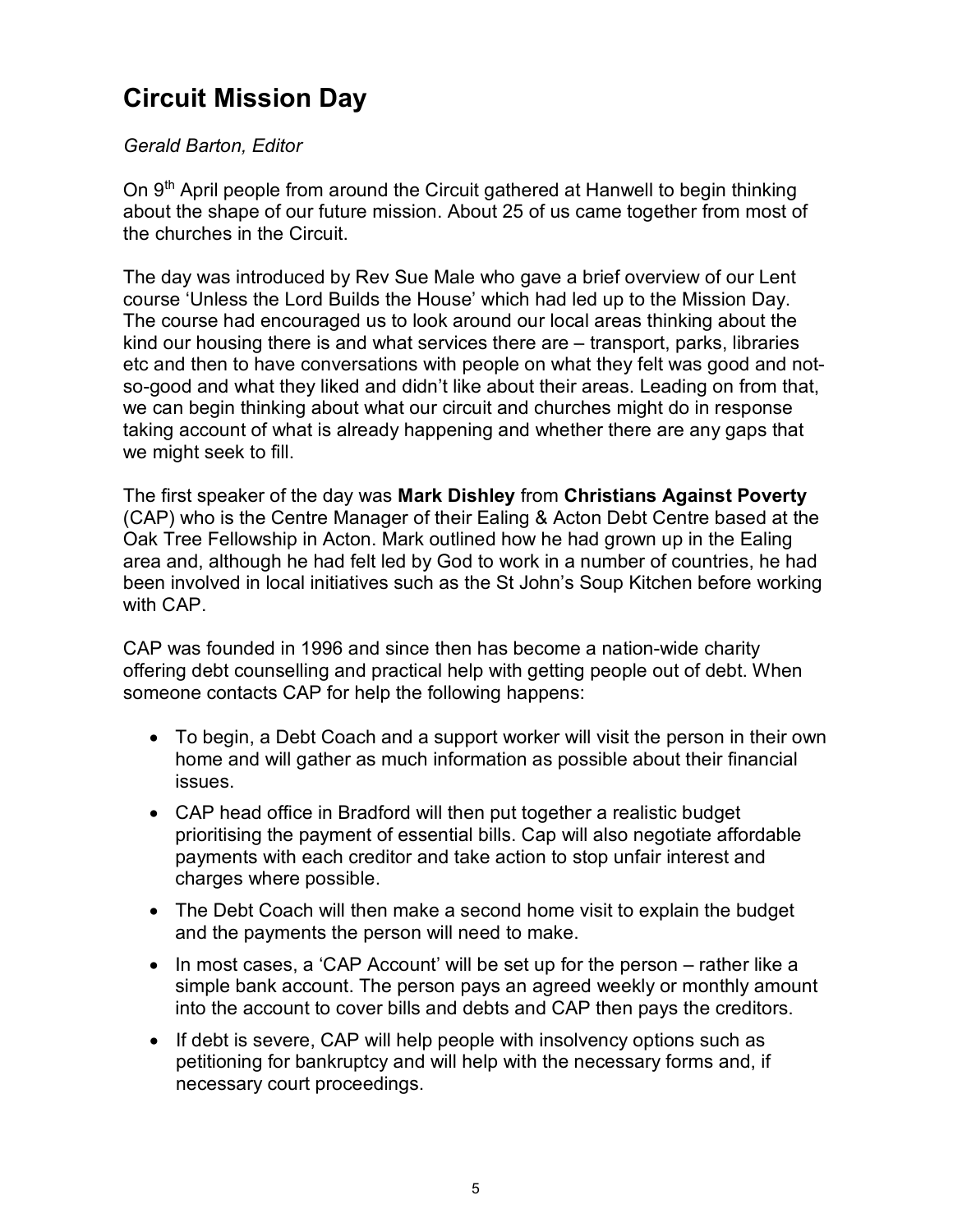# Circuit Mission Day

*Gerald Barton, Editor*

On 9th April people from around the Circuit gathered at Hanwell to begin thinking about the shape of our future mission. About 25 of us came together from most of the churches in the Circuit.

The day was introduced by Rev Sue Male who gave a brief overview of our Lent course 'Unless the Lord Builds the House' which had led up to the Mission Day. The course had encouraged us to look around our local areas thinking about the kind our housing there is and what services there are – transport, parks, libraries etc and then to have conversations with people on what they felt was good and not-so-good and what they liked and didn't like about their areas. Leading on from that, we can begin thinking about what our circuit and churches might do in response taking account of what is already happening and whether there are any gaps that we might seek to fill.

The first speaker of the day was **Mark Dishley** from **Christians Against Poverty** (CAP) who is the Centre Manager of their Ealing & Acton Debt Centre based at the Oak Tree Fellowship in Acton. Mark outlined how he had grown up in the Ealing area and, although he had felt led by God to work in a number of countries, he had been involved in local initiatives such as the St John's Soup Kitchen before working with CAP.

CAP was founded in 1996 and since then has become a nation-wide charity offering debt counselling and practical help with getting people out of debt. When someone contacts CAP for help the following happens:

- To begin, a Debt Coach and a support worker will visit the person in their own home and will gather as much information as possible about their financial issues.
- CAP head office in Bradford will then put together a realistic budget prioritising the payment of essential bills. Cap will also negotiate affordable payments with each creditor and take action to stop unfair interest and charges where possible.
- The Debt Coach will then make a second home visit to explain the budget and the payments the person will need to make.
- In most cases, a 'CAP Account' will be set up for the person – rather like a simple bank account. The person pays an agreed weekly or monthly amount into the account to cover bills and debts and CAP then pays the creditors.
- If debt is severe, CAP will help people with insolvency options such as petitioning for bankruptcy and will help with the necessary forms and, if necessary court proceedings.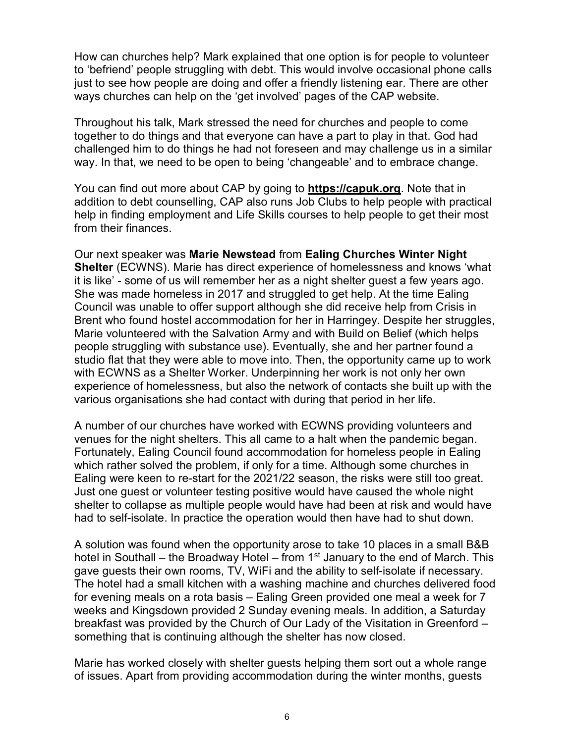How can churches help? Mark explained that one option is for people to volunteer to 'befriend' people struggling with debt. This would involve occasional phone calls just to see how people are doing and offer a friendly listening ear. There are other ways churches can help on the 'get involved' pages of the CAP website.

Throughout his talk, Mark stressed the need for churches and people to come together to do things and that everyone can have a part to play in that. God had challenged him to do things he had not foreseen and may challenge us in a similar way. In that, we need to be open to being 'changeable' and to embrace change.

You can find out more about CAP by going to **https://capuk.org**. Note that in addition to debt counselling, CAP also runs Job Clubs to help people with practical help in finding employment and Life Skills courses to help people to get their most from their finances.

Our next speaker was **Marie Newstead** from **Ealing Churches Winter Night Shelter** (ECWNS). Marie has direct experience of homelessness and knows 'what it is like' - some of us will remember her as a night shelter guest a few years ago. She was made homeless in 2017 and struggled to get help. At the time Ealing Council was unable to offer support although she did receive help from Crisis in Brent who found hostel accommodation for her in Harringey. Despite her struggles, Marie volunteered with the Salvation Army and with Build on Belief (which helps people struggling with substance use). Eventually, she and her partner found a studio flat that they were able to move into. Then, the opportunity came up to work with ECWNS as a Shelter Worker. Underpinning her work is not only her own experience of homelessness, but also the network of contacts she built up with the various organisations she had contact with during that period in her life.

A number of our churches have worked with ECWNS providing volunteers and venues for the night shelters. This all came to a halt when the pandemic began. Fortunately, Ealing Council found accommodation for homeless people in Ealing which rather solved the problem, if only for a time. Although some churches in Ealing were keen to re-start for the 2021/22 season, the risks were still too great. Just one guest or volunteer testing positive would have caused the whole night shelter to collapse as multiple people would have had been at risk and would have had to self-isolate. In practice the operation would then have had to shut down.

A solution was found when the opportunity arose to take 10 places in a small B&B hotel in Southall – the Broadway Hotel – from 1st January to the end of March. This gave guests their own rooms, TV, WiFi and the ability to self-isolate if necessary. The hotel had a small kitchen with a washing machine and churches delivered food for evening meals on a rota basis – Ealing Green provided one meal a week for 7 weeks and Kingsdown provided 2 Sunday evening meals. In addition, a Saturday breakfast was provided by the Church of Our Lady of the Visitation in Greenford – something that is continuing although the shelter has now closed.

Marie has worked closely with shelter guests helping them sort out a whole range of issues. Apart from providing accommodation during the winter months, guests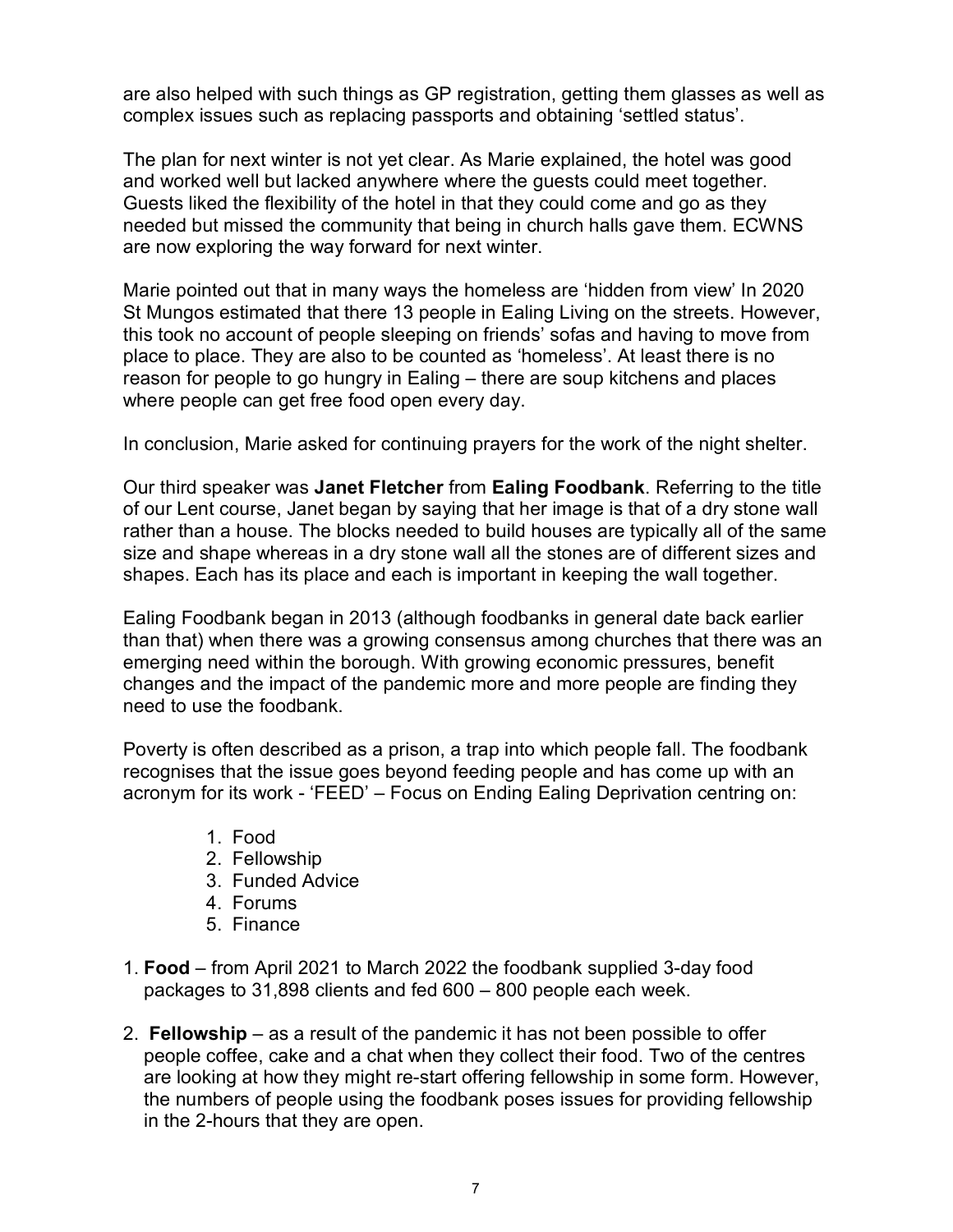are also helped with such things as GP registration, getting them glasses as well as complex issues such as replacing passports and obtaining 'settled status'.

The plan for next winter is not yet clear. As Marie explained, the hotel was good and worked well but lacked anywhere where the guests could meet together. Guests liked the flexibility of the hotel in that they could come and go as they needed but missed the community that being in church halls gave them. ECWNS are now exploring the way forward for next winter.

Marie pointed out that in many ways the homeless are 'hidden from view' In 2020 St Mungos estimated that there 13 people in Ealing Living on the streets. However, this took no account of people sleeping on friends' sofas and having to move from place to place. They are also to be counted as 'homeless'. At least there is no reason for people to go hungry in Ealing – there are soup kitchens and places where people can get free food open every day.

In conclusion, Marie asked for continuing prayers for the work of the night shelter.

Our third speaker was **Janet Fletcher** from **Ealing Foodbank**. Referring to the title of our Lent course, Janet began by saying that her image is that of a dry stone wall rather than a house. The blocks needed to build houses are typically all of the same size and shape whereas in a dry stone wall all the stones are of different sizes and shapes. Each has its place and each is important in keeping the wall together.

Ealing Foodbank began in 2013 (although foodbanks in general date back earlier than that) when there was a growing consensus among churches that there was an emerging need within the borough. With growing economic pressures, benefit changes and the impact of the pandemic more and more people are finding they need to use the foodbank.

Poverty is often described as a prison, a trap into which people fall. The foodbank recognises that the issue goes beyond feeding people and has come up with an acronym for its work - 'FEED' – Focus on Ending Ealing Deprivation centring on:

1. Food
2. Fellowship
3. Funded Advice
4. Forums
5. Finance

1. **Food** – from April 2021 to March 2022 the foodbank supplied 3-day food packages to 31,898 clients and fed 600 – 800 people each week.

2. **Fellowship** – as a result of the pandemic it has not been possible to offer people coffee, cake and a chat when they collect their food. Two of the centres are looking at how they might re-start offering fellowship in some form. However, the numbers of people using the foodbank poses issues for providing fellowship in the 2-hours that they are open.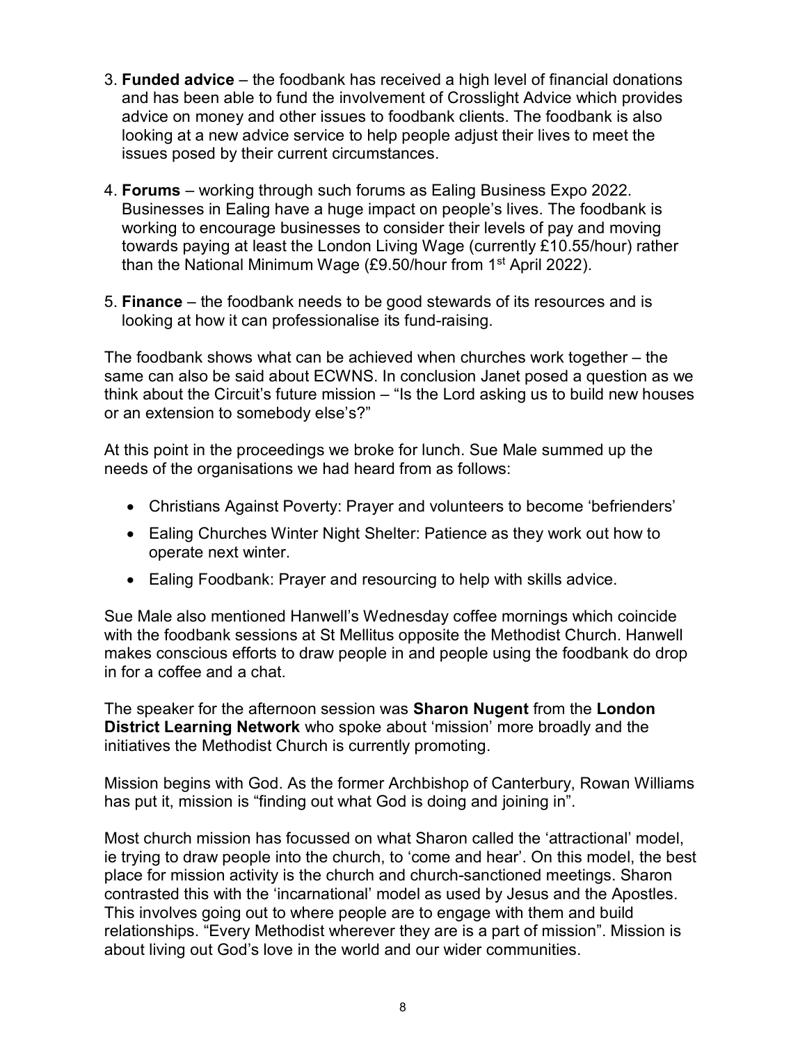3. **Funded advice** – the foodbank has received a high level of financial donations and has been able to fund the involvement of Crosslight Advice which provides advice on money and other issues to foodbank clients. The foodbank is also looking at a new advice service to help people adjust their lives to meet the issues posed by their current circumstances.

4. **Forums** – working through such forums as Ealing Business Expo 2022. Businesses in Ealing have a huge impact on people's lives. The foodbank is working to encourage businesses to consider their levels of pay and moving towards paying at least the London Living Wage (currently £10.55/hour) rather than the National Minimum Wage (£9.50/hour from 1st April 2022).

5. **Finance** – the foodbank needs to be good stewards of its resources and is looking at how it can professionalise its fund-raising.

The foodbank shows what can be achieved when churches work together – the same can also be said about ECWNS. In conclusion Janet posed a question as we think about the Circuit's future mission – "Is the Lord asking us to build new houses or an extension to somebody else's?"

At this point in the proceedings we broke for lunch. Sue Male summed up the needs of the organisations we had heard from as follows:

- Christians Against Poverty: Prayer and volunteers to become 'befrienders'
- Ealing Churches Winter Night Shelter: Patience as they work out how to operate next winter.
- Ealing Foodbank: Prayer and resourcing to help with skills advice.

Sue Male also mentioned Hanwell's Wednesday coffee mornings which coincide with the foodbank sessions at St Mellitus opposite the Methodist Church. Hanwell makes conscious efforts to draw people in and people using the foodbank do drop in for a coffee and a chat.

The speaker for the afternoon session was **Sharon Nugent** from the **London District Learning Network** who spoke about 'mission' more broadly and the initiatives the Methodist Church is currently promoting.

Mission begins with God. As the former Archbishop of Canterbury, Rowan Williams has put it, mission is "finding out what God is doing and joining in".

Most church mission has focussed on what Sharon called the 'attractional' model, ie trying to draw people into the church, to 'come and hear'. On this model, the best place for mission activity is the church and church-sanctioned meetings. Sharon contrasted this with the 'incarnational' model as used by Jesus and the Apostles. This involves going out to where people are to engage with them and build relationships. "Every Methodist wherever they are is a part of mission". Mission is about living out God's love in the world and our wider communities.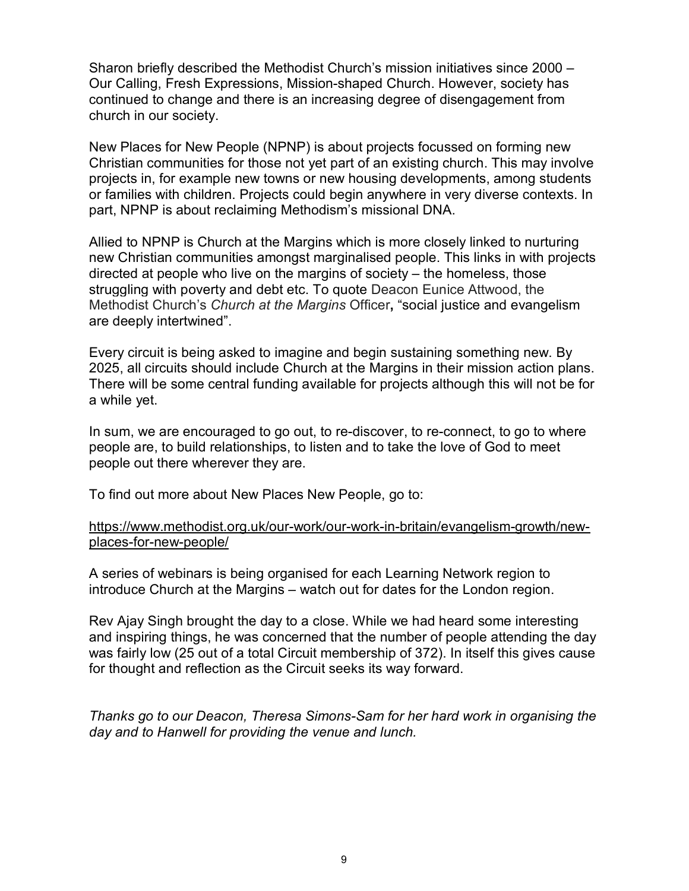Sharon briefly described the Methodist Church's mission initiatives since 2000 – Our Calling, Fresh Expressions, Mission-shaped Church. However, society has continued to change and there is an increasing degree of disengagement from church in our society.

New Places for New People (NPNP) is about projects focussed on forming new Christian communities for those not yet part of an existing church. This may involve projects in, for example new towns or new housing developments, among students or families with children. Projects could begin anywhere in very diverse contexts. In part, NPNP is about reclaiming Methodism's missional DNA.

Allied to NPNP is Church at the Margins which is more closely linked to nurturing new Christian communities amongst marginalised people. This links in with projects directed at people who live on the margins of society – the homeless, those struggling with poverty and debt etc. To quote Deacon Eunice Attwood, the Methodist Church's *Church at the Margins* Officer**,** "social justice and evangelism are deeply intertwined".

Every circuit is being asked to imagine and begin sustaining something new. By 2025, all circuits should include Church at the Margins in their mission action plans. There will be some central funding available for projects although this will not be for a while yet.

In sum, we are encouraged to go out, to re-discover, to re-connect, to go to where people are, to build relationships, to listen and to take the love of God to meet people out there wherever they are.

To find out more about New Places New People, go to:

https://www.methodist.org.uk/our-work/our-work-in-britain/evangelism-growth/new-places-for-new-people/

A series of webinars is being organised for each Learning Network region to introduce Church at the Margins – watch out for dates for the London region.

Rev Ajay Singh brought the day to a close. While we had heard some interesting and inspiring things, he was concerned that the number of people attending the day was fairly low (25 out of a total Circuit membership of 372). In itself this gives cause for thought and reflection as the Circuit seeks its way forward.

*Thanks go to our Deacon, Theresa Simons-Sam for her hard work in organising the day and to Hanwell for providing the venue and lunch.*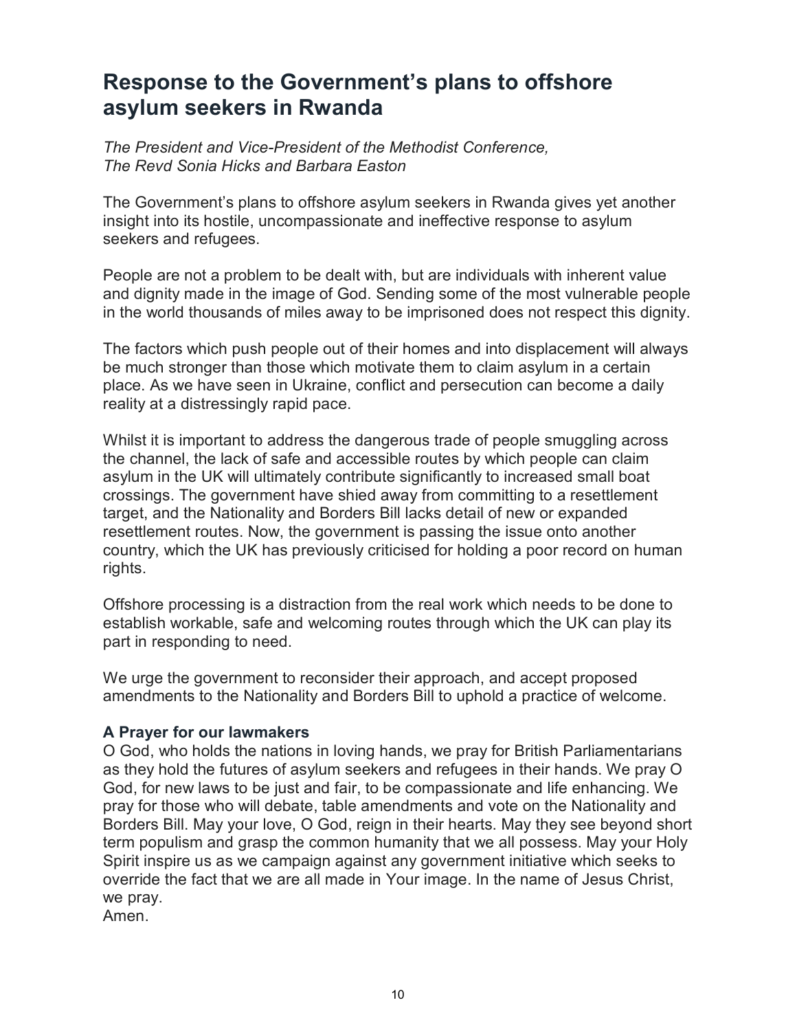## Response to the Government's plans to offshore asylum seekers in Rwanda

*The President and Vice-President of the Methodist Conference,*
*The Revd Sonia Hicks and Barbara Easton*

The Government's plans to offshore asylum seekers in Rwanda gives yet another insight into its hostile, uncompassionate and ineffective response to asylum seekers and refugees.

People are not a problem to be dealt with, but are individuals with inherent value and dignity made in the image of God. Sending some of the most vulnerable people in the world thousands of miles away to be imprisoned does not respect this dignity.

The factors which push people out of their homes and into displacement will always be much stronger than those which motivate them to claim asylum in a certain place. As we have seen in Ukraine, conflict and persecution can become a daily reality at a distressingly rapid pace.

Whilst it is important to address the dangerous trade of people smuggling across the channel, the lack of safe and accessible routes by which people can claim asylum in the UK will ultimately contribute significantly to increased small boat crossings. The government have shied away from committing to a resettlement target, and the Nationality and Borders Bill lacks detail of new or expanded resettlement routes. Now, the government is passing the issue onto another country, which the UK has previously criticised for holding a poor record on human rights.

Offshore processing is a distraction from the real work which needs to be done to establish workable, safe and welcoming routes through which the UK can play its part in responding to need.

We urge the government to reconsider their approach, and accept proposed amendments to the Nationality and Borders Bill to uphold a practice of welcome.

### A Prayer for our lawmakers

O God, who holds the nations in loving hands, we pray for British Parliamentarians as they hold the futures of asylum seekers and refugees in their hands. We pray O God, for new laws to be just and fair, to be compassionate and life enhancing. We pray for those who will debate, table amendments and vote on the Nationality and Borders Bill. May your love, O God, reign in their hearts. May they see beyond short term populism and grasp the common humanity that we all possess. May your Holy Spirit inspire us as we campaign against any government initiative which seeks to override the fact that we are all made in Your image. In the name of Jesus Christ, we pray.
Amen.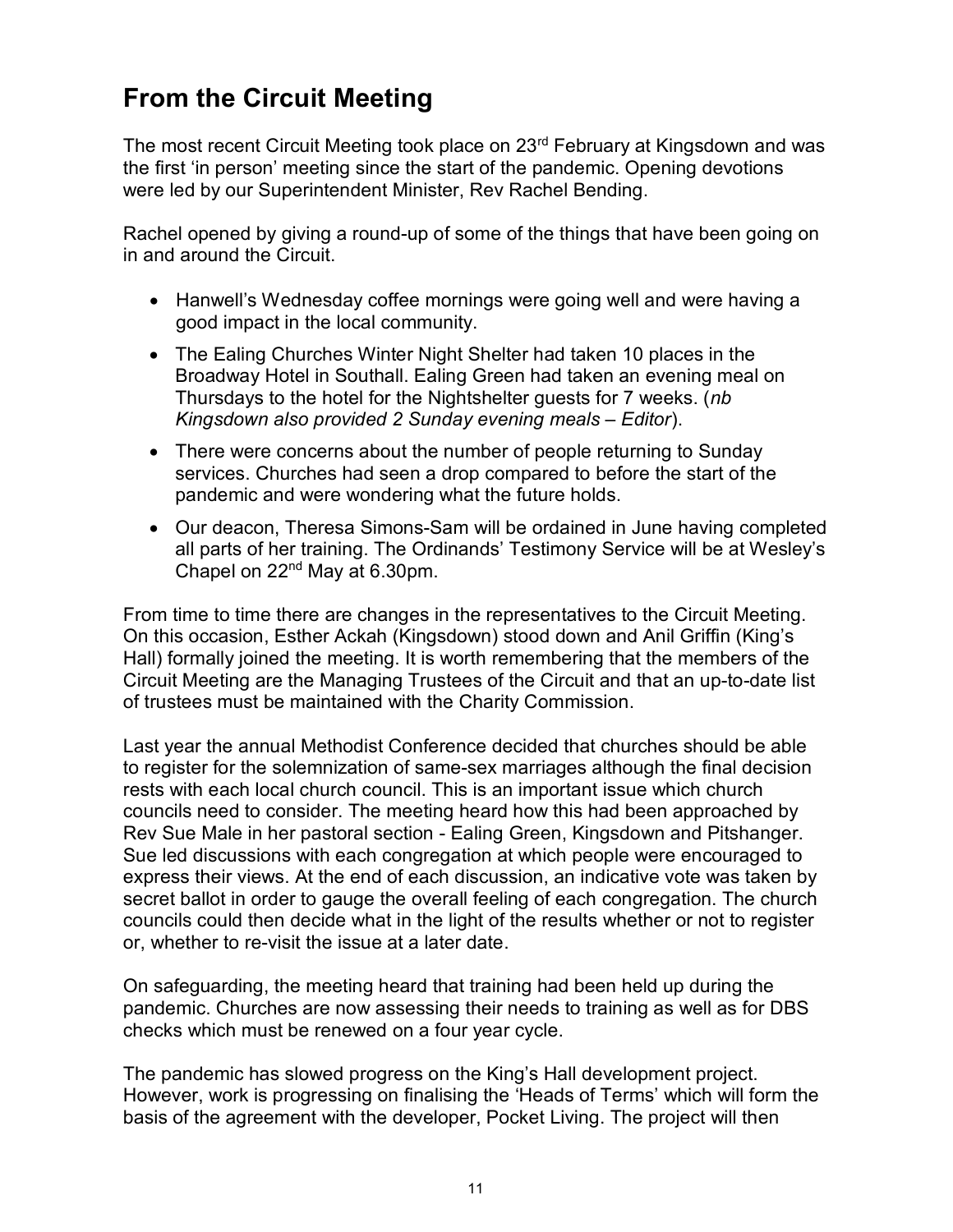# From the Circuit Meeting

The most recent Circuit Meeting took place on 23rd February at Kingsdown and was the first 'in person' meeting since the start of the pandemic. Opening devotions were led by our Superintendent Minister, Rev Rachel Bending.

Rachel opened by giving a round-up of some of the things that have been going on in and around the Circuit.

- Hanwell's Wednesday coffee mornings were going well and were having a good impact in the local community.
- The Ealing Churches Winter Night Shelter had taken 10 places in the Broadway Hotel in Southall. Ealing Green had taken an evening meal on Thursdays to the hotel for the Nightshelter guests for 7 weeks. (*nb Kingsdown also provided 2 Sunday evening meals – Editor*).
- There were concerns about the number of people returning to Sunday services. Churches had seen a drop compared to before the start of the pandemic and were wondering what the future holds.
- Our deacon, Theresa Simons-Sam will be ordained in June having completed all parts of her training. The Ordinands' Testimony Service will be at Wesley's Chapel on 22nd May at 6.30pm.

From time to time there are changes in the representatives to the Circuit Meeting. On this occasion, Esther Ackah (Kingsdown) stood down and Anil Griffin (King's Hall) formally joined the meeting. It is worth remembering that the members of the Circuit Meeting are the Managing Trustees of the Circuit and that an up-to-date list of trustees must be maintained with the Charity Commission.

Last year the annual Methodist Conference decided that churches should be able to register for the solemnization of same-sex marriages although the final decision rests with each local church council. This is an important issue which church councils need to consider. The meeting heard how this had been approached by Rev Sue Male in her pastoral section - Ealing Green, Kingsdown and Pitshanger. Sue led discussions with each congregation at which people were encouraged to express their views. At the end of each discussion, an indicative vote was taken by secret ballot in order to gauge the overall feeling of each congregation. The church councils could then decide what in the light of the results whether or not to register or, whether to re-visit the issue at a later date.

On safeguarding, the meeting heard that training had been held up during the pandemic. Churches are now assessing their needs to training as well as for DBS checks which must be renewed on a four year cycle.

The pandemic has slowed progress on the King's Hall development project. However, work is progressing on finalising the 'Heads of Terms' which will form the basis of the agreement with the developer, Pocket Living. The project will then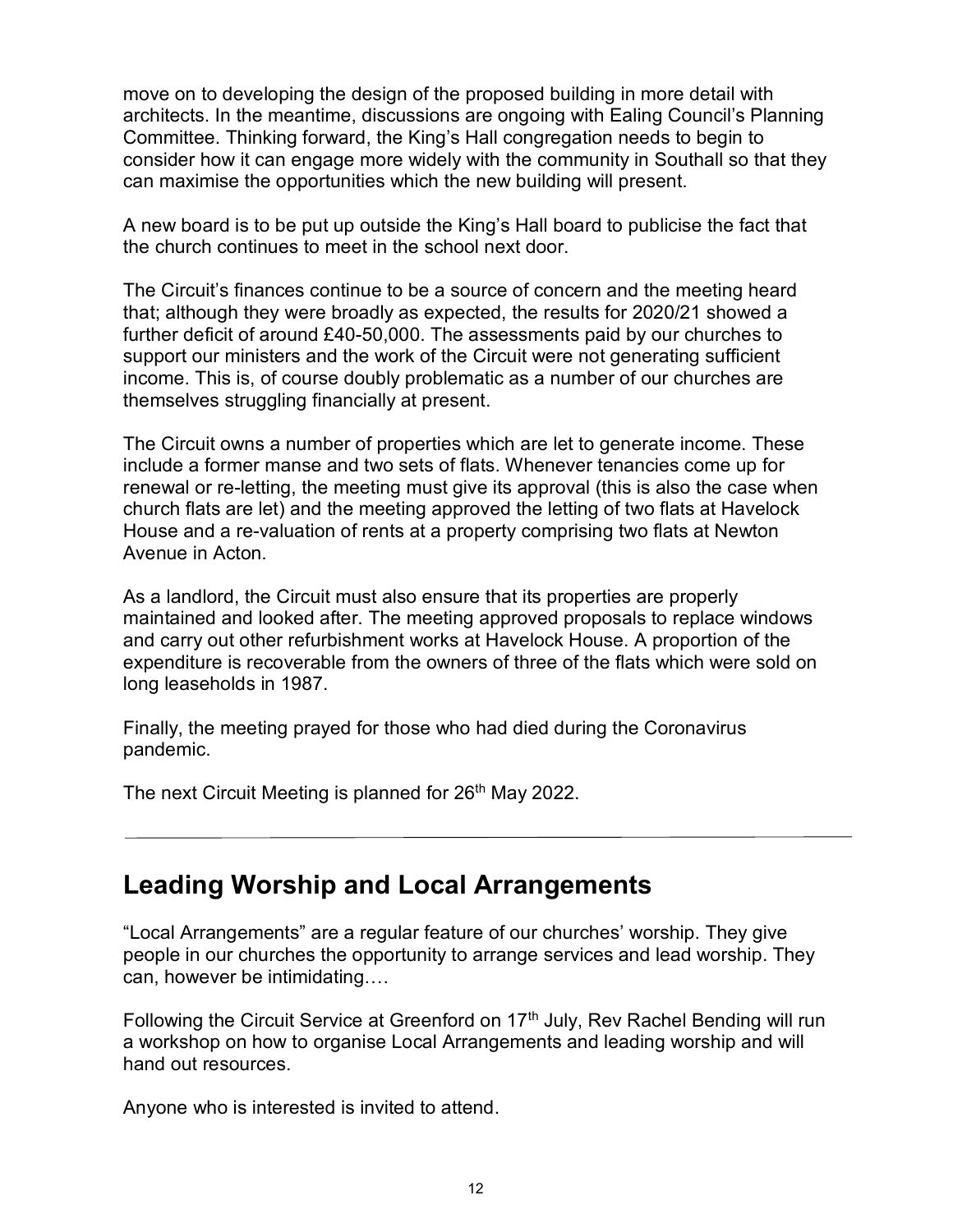move on to developing the design of the proposed building in more detail with architects. In the meantime, discussions are ongoing with Ealing Council's Planning Committee. Thinking forward, the King's Hall congregation needs to begin to consider how it can engage more widely with the community in Southall so that they can maximise the opportunities which the new building will present.

A new board is to be put up outside the King's Hall board to publicise the fact that the church continues to meet in the school next door.

The Circuit's finances continue to be a source of concern and the meeting heard that; although they were broadly as expected, the results for 2020/21 showed a further deficit of around £40-50,000. The assessments paid by our churches to support our ministers and the work of the Circuit were not generating sufficient income. This is, of course doubly problematic as a number of our churches are themselves struggling financially at present.

The Circuit owns a number of properties which are let to generate income. These include a former manse and two sets of flats. Whenever tenancies come up for renewal or re-letting, the meeting must give its approval (this is also the case when church flats are let) and the meeting approved the letting of two flats at Havelock House and a re-valuation of rents at a property comprising two flats at Newton Avenue in Acton.

As a landlord, the Circuit must also ensure that its properties are properly maintained and looked after. The meeting approved proposals to replace windows and carry out other refurbishment works at Havelock House. A proportion of the expenditure is recoverable from the owners of three of the flats which were sold on long leaseholds in 1987.

Finally, the meeting prayed for those who had died during the Coronavirus pandemic.

The next Circuit Meeting is planned for 26th May 2022.

---

## Leading Worship and Local Arrangements

"Local Arrangements" are a regular feature of our churches' worship. They give people in our churches the opportunity to arrange services and lead worship. They can, however be intimidating….

Following the Circuit Service at Greenford on 17th July, Rev Rachel Bending will run a workshop on how to organise Local Arrangements and leading worship and will hand out resources.

Anyone who is interested is invited to attend.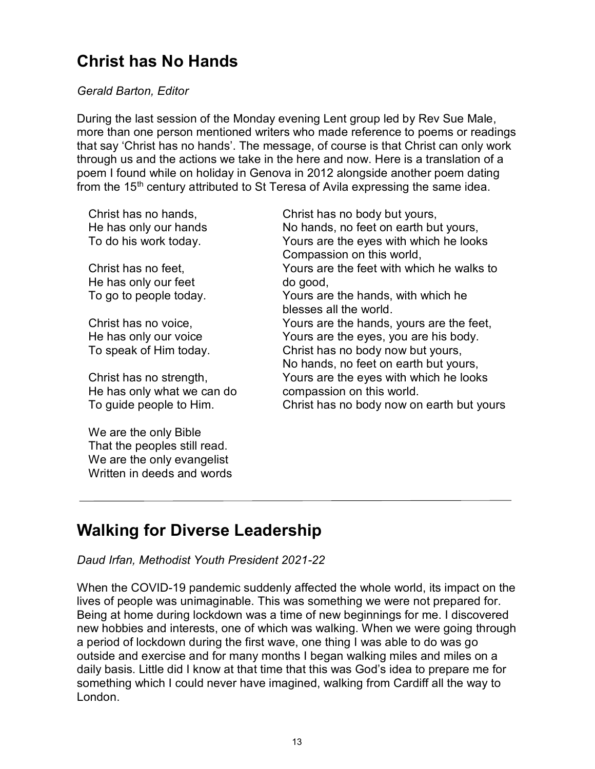## Christ has No Hands

*Gerald Barton, Editor*

During the last session of the Monday evening Lent group led by Rev Sue Male, more than one person mentioned writers who made reference to poems or readings that say 'Christ has no hands'. The message, of course is that Christ can only work through us and the actions we take in the here and now. Here is a translation of a poem I found while on holiday in Genova in 2012 alongside another poem dating from the 15th century attributed to St Teresa of Avila expressing the same idea.

Christ has no hands,  
He has only our hands  
To do his work today.

Christ has no feet,  
He has only our feet  
To go to people today.

Christ has no voice,  
He has only our voice  
To speak of Him today.

Christ has no strength,  
He has only what we can do  
To guide people to Him.

We are the only Bible  
That the peoples still read.  
We are the only evangelist  
Written in deeds and words

Christ has no body but yours,  
No hands, no feet on earth but yours,  
Yours are the eyes with which he looks Compassion on this world,  
Yours are the feet with which he walks to do good,  
Yours are the hands, with which he blesses all the world.  
Yours are the hands, yours are the feet,  
Yours are the eyes, you are his body.  
Christ has no body now but yours,  
No hands, no feet on earth but yours,  
Yours are the eyes with which he looks compassion on this world.  
Christ has no body now on earth but yours

---

## Walking for Diverse Leadership

*Daud Irfan, Methodist Youth President 2021-22*

When the COVID-19 pandemic suddenly affected the whole world, its impact on the lives of people was unimaginable. This was something we were not prepared for. Being at home during lockdown was a time of new beginnings for me. I discovered new hobbies and interests, one of which was walking. When we were going through a period of lockdown during the first wave, one thing I was able to do was go outside and exercise and for many months I began walking miles and miles on a daily basis. Little did I know at that time that this was God's idea to prepare me for something which I could never have imagined, walking from Cardiff all the way to London.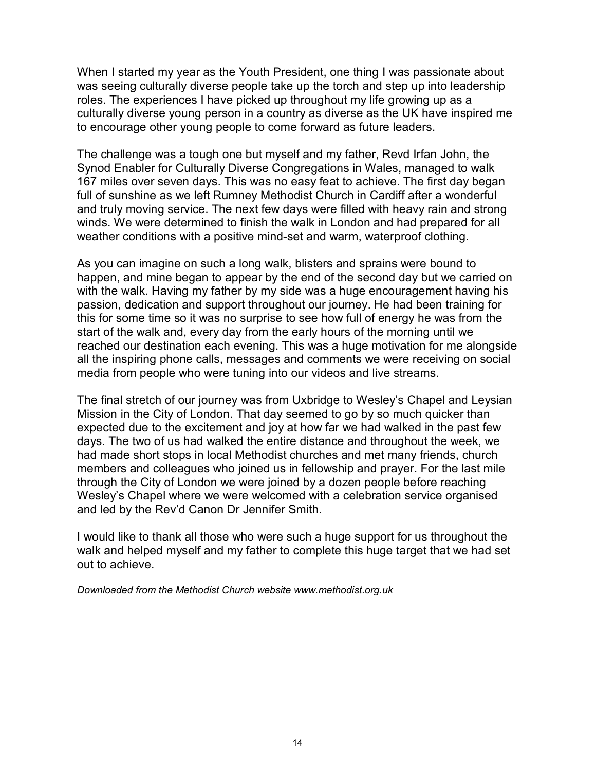When I started my year as the Youth President, one thing I was passionate about was seeing culturally diverse people take up the torch and step up into leadership roles. The experiences I have picked up throughout my life growing up as a culturally diverse young person in a country as diverse as the UK have inspired me to encourage other young people to come forward as future leaders.

The challenge was a tough one but myself and my father, Revd Irfan John, the Synod Enabler for Culturally Diverse Congregations in Wales, managed to walk 167 miles over seven days. This was no easy feat to achieve. The first day began full of sunshine as we left Rumney Methodist Church in Cardiff after a wonderful and truly moving service. The next few days were filled with heavy rain and strong winds. We were determined to finish the walk in London and had prepared for all weather conditions with a positive mind-set and warm, waterproof clothing.

As you can imagine on such a long walk, blisters and sprains were bound to happen, and mine began to appear by the end of the second day but we carried on with the walk. Having my father by my side was a huge encouragement having his passion, dedication and support throughout our journey. He had been training for this for some time so it was no surprise to see how full of energy he was from the start of the walk and, every day from the early hours of the morning until we reached our destination each evening. This was a huge motivation for me alongside all the inspiring phone calls, messages and comments we were receiving on social media from people who were tuning into our videos and live streams.

The final stretch of our journey was from Uxbridge to Wesley's Chapel and Leysian Mission in the City of London. That day seemed to go by so much quicker than expected due to the excitement and joy at how far we had walked in the past few days. The two of us had walked the entire distance and throughout the week, we had made short stops in local Methodist churches and met many friends, church members and colleagues who joined us in fellowship and prayer. For the last mile through the City of London we were joined by a dozen people before reaching Wesley's Chapel where we were welcomed with a celebration service organised and led by the Rev'd Canon Dr Jennifer Smith.

I would like to thank all those who were such a huge support for us throughout the walk and helped myself and my father to complete this huge target that we had set out to achieve.

*Downloaded from the Methodist Church website www.methodist.org.uk*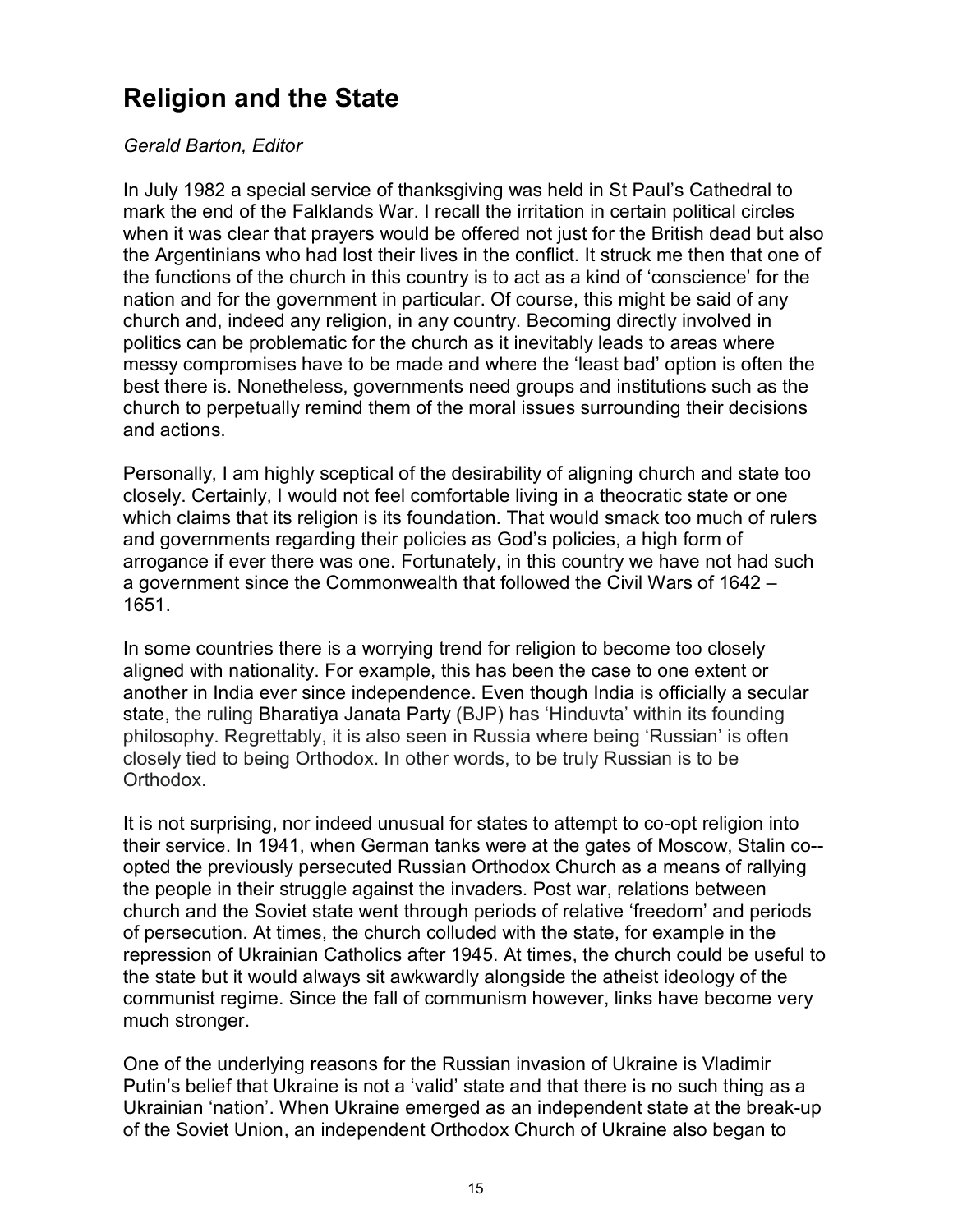# Religion and the State

*Gerald Barton, Editor*

In July 1982 a special service of thanksgiving was held in St Paul's Cathedral to mark the end of the Falklands War. I recall the irritation in certain political circles when it was clear that prayers would be offered not just for the British dead but also the Argentinians who had lost their lives in the conflict. It struck me then that one of the functions of the church in this country is to act as a kind of 'conscience' for the nation and for the government in particular. Of course, this might be said of any church and, indeed any religion, in any country. Becoming directly involved in politics can be problematic for the church as it inevitably leads to areas where messy compromises have to be made and where the 'least bad' option is often the best there is. Nonetheless, governments need groups and institutions such as the church to perpetually remind them of the moral issues surrounding their decisions and actions.

Personally, I am highly sceptical of the desirability of aligning church and state too closely. Certainly, I would not feel comfortable living in a theocratic state or one which claims that its religion is its foundation. That would smack too much of rulers and governments regarding their policies as God's policies, a high form of arrogance if ever there was one. Fortunately, in this country we have not had such a government since the Commonwealth that followed the Civil Wars of 1642 – 1651.

In some countries there is a worrying trend for religion to become too closely aligned with nationality. For example, this has been the case to one extent or another in India ever since independence. Even though India is officially a secular state, the ruling Bharatiya Janata Party (BJP) has 'Hinduvta' within its founding philosophy. Regrettably, it is also seen in Russia where being 'Russian' is often closely tied to being Orthodox. In other words, to be truly Russian is to be Orthodox.

It is not surprising, nor indeed unusual for states to attempt to co-opt religion into their service. In 1941, when German tanks were at the gates of Moscow, Stalin co--opted the previously persecuted Russian Orthodox Church as a means of rallying the people in their struggle against the invaders. Post war, relations between church and the Soviet state went through periods of relative 'freedom' and periods of persecution. At times, the church colluded with the state, for example in the repression of Ukrainian Catholics after 1945. At times, the church could be useful to the state but it would always sit awkwardly alongside the atheist ideology of the communist regime. Since the fall of communism however, links have become very much stronger.

One of the underlying reasons for the Russian invasion of Ukraine is Vladimir Putin's belief that Ukraine is not a 'valid' state and that there is no such thing as a Ukrainian 'nation'. When Ukraine emerged as an independent state at the break-up of the Soviet Union, an independent Orthodox Church of Ukraine also began to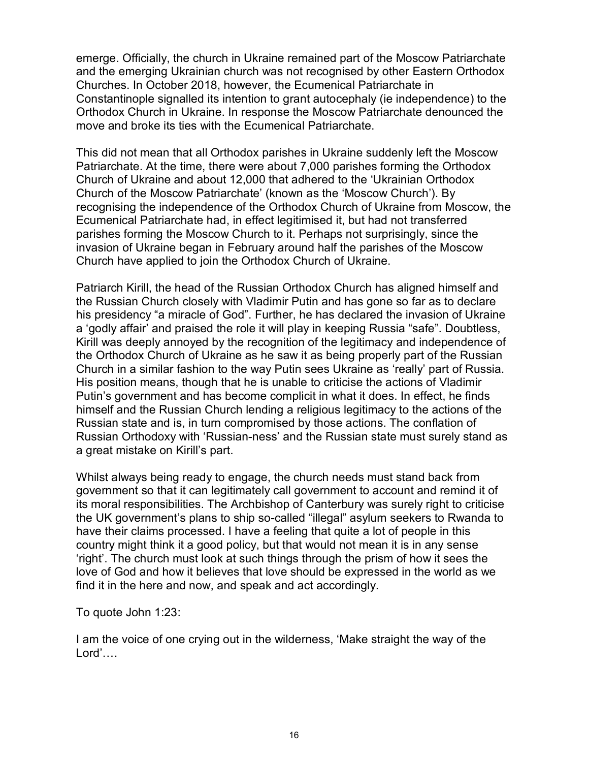emerge. Officially, the church in Ukraine remained part of the Moscow Patriarchate and the emerging Ukrainian church was not recognised by other Eastern Orthodox Churches. In October 2018, however, the Ecumenical Patriarchate in Constantinople signalled its intention to grant autocephaly (ie independence) to the Orthodox Church in Ukraine. In response the Moscow Patriarchate denounced the move and broke its ties with the Ecumenical Patriarchate.

This did not mean that all Orthodox parishes in Ukraine suddenly left the Moscow Patriarchate. At the time, there were about 7,000 parishes forming the Orthodox Church of Ukraine and about 12,000 that adhered to the 'Ukrainian Orthodox Church of the Moscow Patriarchate' (known as the 'Moscow Church'). By recognising the independence of the Orthodox Church of Ukraine from Moscow, the Ecumenical Patriarchate had, in effect legitimised it, but had not transferred parishes forming the Moscow Church to it. Perhaps not surprisingly, since the invasion of Ukraine began in February around half the parishes of the Moscow Church have applied to join the Orthodox Church of Ukraine.

Patriarch Kirill, the head of the Russian Orthodox Church has aligned himself and the Russian Church closely with Vladimir Putin and has gone so far as to declare his presidency "a miracle of God". Further, he has declared the invasion of Ukraine a 'godly affair' and praised the role it will play in keeping Russia "safe". Doubtless, Kirill was deeply annoyed by the recognition of the legitimacy and independence of the Orthodox Church of Ukraine as he saw it as being properly part of the Russian Church in a similar fashion to the way Putin sees Ukraine as 'really' part of Russia. His position means, though that he is unable to criticise the actions of Vladimir Putin's government and has become complicit in what it does. In effect, he finds himself and the Russian Church lending a religious legitimacy to the actions of the Russian state and is, in turn compromised by those actions. The conflation of Russian Orthodoxy with 'Russian-ness' and the Russian state must surely stand as a great mistake on Kirill's part.

Whilst always being ready to engage, the church needs must stand back from government so that it can legitimately call government to account and remind it of its moral responsibilities. The Archbishop of Canterbury was surely right to criticise the UK government's plans to ship so-called "illegal" asylum seekers to Rwanda to have their claims processed. I have a feeling that quite a lot of people in this country might think it a good policy, but that would not mean it is in any sense 'right'. The church must look at such things through the prism of how it sees the love of God and how it believes that love should be expressed in the world as we find it in the here and now, and speak and act accordingly.

To quote John 1:23:

I am the voice of one crying out in the wilderness, 'Make straight the way of the Lord'….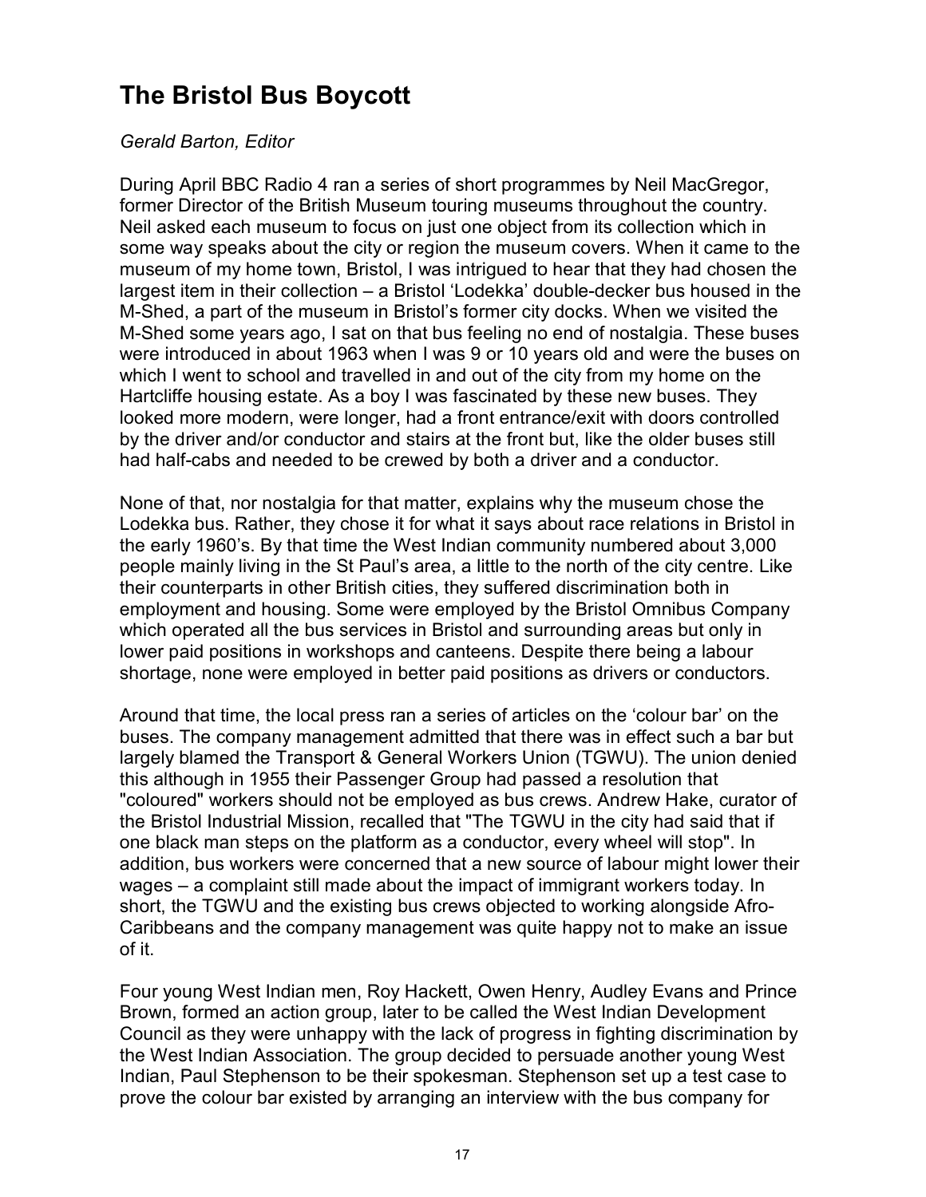# The Bristol Bus Boycott

*Gerald Barton, Editor*

During April BBC Radio 4 ran a series of short programmes by Neil MacGregor, former Director of the British Museum touring museums throughout the country. Neil asked each museum to focus on just one object from its collection which in some way speaks about the city or region the museum covers. When it came to the museum of my home town, Bristol, I was intrigued to hear that they had chosen the largest item in their collection – a Bristol 'Lodekka' double-decker bus housed in the M-Shed, a part of the museum in Bristol's former city docks. When we visited the M-Shed some years ago, I sat on that bus feeling no end of nostalgia. These buses were introduced in about 1963 when I was 9 or 10 years old and were the buses on which I went to school and travelled in and out of the city from my home on the Hartcliffe housing estate. As a boy I was fascinated by these new buses. They looked more modern, were longer, had a front entrance/exit with doors controlled by the driver and/or conductor and stairs at the front but, like the older buses still had half-cabs and needed to be crewed by both a driver and a conductor.

None of that, nor nostalgia for that matter, explains why the museum chose the Lodekka bus. Rather, they chose it for what it says about race relations in Bristol in the early 1960's. By that time the West Indian community numbered about 3,000 people mainly living in the St Paul's area, a little to the north of the city centre. Like their counterparts in other British cities, they suffered discrimination both in employment and housing. Some were employed by the Bristol Omnibus Company which operated all the bus services in Bristol and surrounding areas but only in lower paid positions in workshops and canteens. Despite there being a labour shortage, none were employed in better paid positions as drivers or conductors.

Around that time, the local press ran a series of articles on the 'colour bar' on the buses. The company management admitted that there was in effect such a bar but largely blamed the Transport & General Workers Union (TGWU). The union denied this although in 1955 their Passenger Group had passed a resolution that "coloured" workers should not be employed as bus crews. Andrew Hake, curator of the Bristol Industrial Mission, recalled that "The TGWU in the city had said that if one black man steps on the platform as a conductor, every wheel will stop". In addition, bus workers were concerned that a new source of labour might lower their wages – a complaint still made about the impact of immigrant workers today. In short, the TGWU and the existing bus crews objected to working alongside Afro-Caribbeans and the company management was quite happy not to make an issue of it.

Four young West Indian men, Roy Hackett, Owen Henry, Audley Evans and Prince Brown, formed an action group, later to be called the West Indian Development Council as they were unhappy with the lack of progress in fighting discrimination by the West Indian Association. The group decided to persuade another young West Indian, Paul Stephenson to be their spokesman. Stephenson set up a test case to prove the colour bar existed by arranging an interview with the bus company for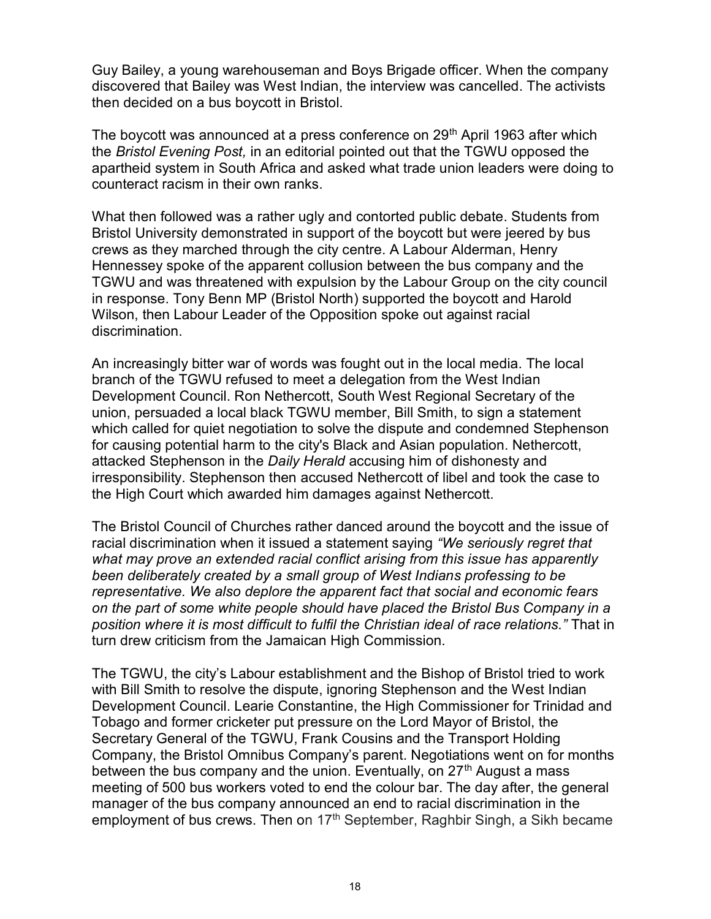Guy Bailey, a young warehouseman and Boys Brigade officer. When the company discovered that Bailey was West Indian, the interview was cancelled. The activists then decided on a bus boycott in Bristol.

The boycott was announced at a press conference on 29th April 1963 after which the *Bristol Evening Post,* in an editorial pointed out that the TGWU opposed the apartheid system in South Africa and asked what trade union leaders were doing to counteract racism in their own ranks.

What then followed was a rather ugly and contorted public debate. Students from Bristol University demonstrated in support of the boycott but were jeered by bus crews as they marched through the city centre. A Labour Alderman, Henry Hennessey spoke of the apparent collusion between the bus company and the TGWU and was threatened with expulsion by the Labour Group on the city council in response. Tony Benn MP (Bristol North) supported the boycott and Harold Wilson, then Labour Leader of the Opposition spoke out against racial discrimination.

An increasingly bitter war of words was fought out in the local media. The local branch of the TGWU refused to meet a delegation from the West Indian Development Council. Ron Nethercott, South West Regional Secretary of the union, persuaded a local black TGWU member, Bill Smith, to sign a statement which called for quiet negotiation to solve the dispute and condemned Stephenson for causing potential harm to the city's Black and Asian population. Nethercott, attacked Stephenson in the *Daily Herald* accusing him of dishonesty and irresponsibility. Stephenson then accused Nethercott of libel and took the case to the High Court which awarded him damages against Nethercott.

The Bristol Council of Churches rather danced around the boycott and the issue of racial discrimination when it issued a statement saying *"We seriously regret that what may prove an extended racial conflict arising from this issue has apparently been deliberately created by a small group of West Indians professing to be representative. We also deplore the apparent fact that social and economic fears on the part of some white people should have placed the Bristol Bus Company in a position where it is most difficult to fulfil the Christian ideal of race relations."* That in turn drew criticism from the Jamaican High Commission.

The TGWU, the city's Labour establishment and the Bishop of Bristol tried to work with Bill Smith to resolve the dispute, ignoring Stephenson and the West Indian Development Council. Learie Constantine, the High Commissioner for Trinidad and Tobago and former cricketer put pressure on the Lord Mayor of Bristol, the Secretary General of the TGWU, Frank Cousins and the Transport Holding Company, the Bristol Omnibus Company's parent. Negotiations went on for months between the bus company and the union. Eventually, on 27th August a mass meeting of 500 bus workers voted to end the colour bar. The day after, the general manager of the bus company announced an end to racial discrimination in the employment of bus crews. Then on 17th September, Raghbir Singh, a Sikh became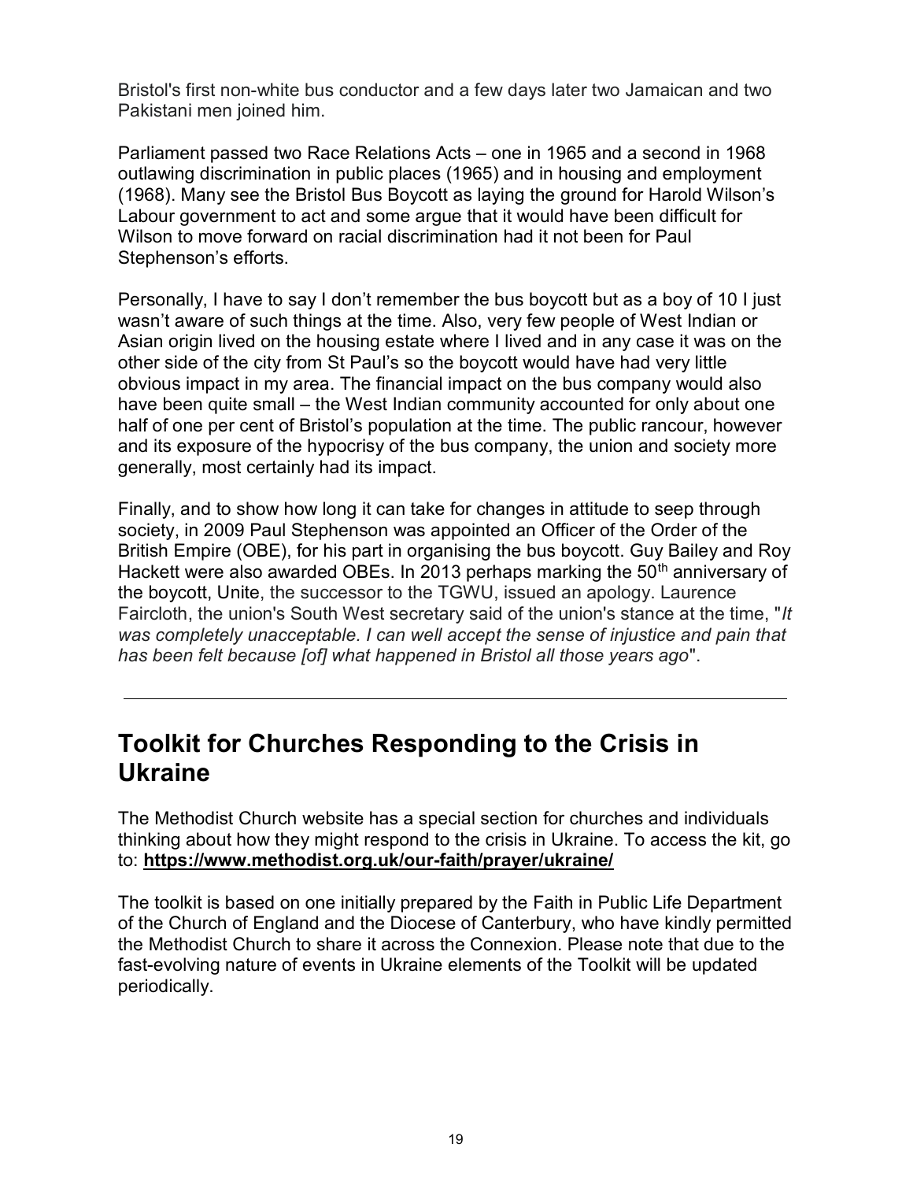Bristol's first non-white bus conductor and a few days later two Jamaican and two Pakistani men joined him.

Parliament passed two Race Relations Acts – one in 1965 and a second in 1968 outlawing discrimination in public places (1965) and in housing and employment (1968). Many see the Bristol Bus Boycott as laying the ground for Harold Wilson's Labour government to act and some argue that it would have been difficult for Wilson to move forward on racial discrimination had it not been for Paul Stephenson's efforts.

Personally, I have to say I don't remember the bus boycott but as a boy of 10 I just wasn't aware of such things at the time. Also, very few people of West Indian or Asian origin lived on the housing estate where I lived and in any case it was on the other side of the city from St Paul's so the boycott would have had very little obvious impact in my area. The financial impact on the bus company would also have been quite small – the West Indian community accounted for only about one half of one per cent of Bristol's population at the time. The public rancour, however and its exposure of the hypocrisy of the bus company, the union and society more generally, most certainly had its impact.

Finally, and to show how long it can take for changes in attitude to seep through society, in 2009 Paul Stephenson was appointed an Officer of the Order of the British Empire (OBE), for his part in organising the bus boycott. Guy Bailey and Roy Hackett were also awarded OBEs. In 2013 perhaps marking the 50th anniversary of the boycott, Unite, the successor to the TGWU, issued an apology. Laurence Faircloth, the union's South West secretary said of the union's stance at the time, "*It was completely unacceptable. I can well accept the sense of injustice and pain that has been felt because [of] what happened in Bristol all those years ago*".

---

## Toolkit for Churches Responding to the Crisis in Ukraine

The Methodist Church website has a special section for churches and individuals thinking about how they might respond to the crisis in Ukraine. To access the kit, go to: **https://www.methodist.org.uk/our-faith/prayer/ukraine/**

The toolkit is based on one initially prepared by the Faith in Public Life Department of the Church of England and the Diocese of Canterbury, who have kindly permitted the Methodist Church to share it across the Connexion. Please note that due to the fast-evolving nature of events in Ukraine elements of the Toolkit will be updated periodically.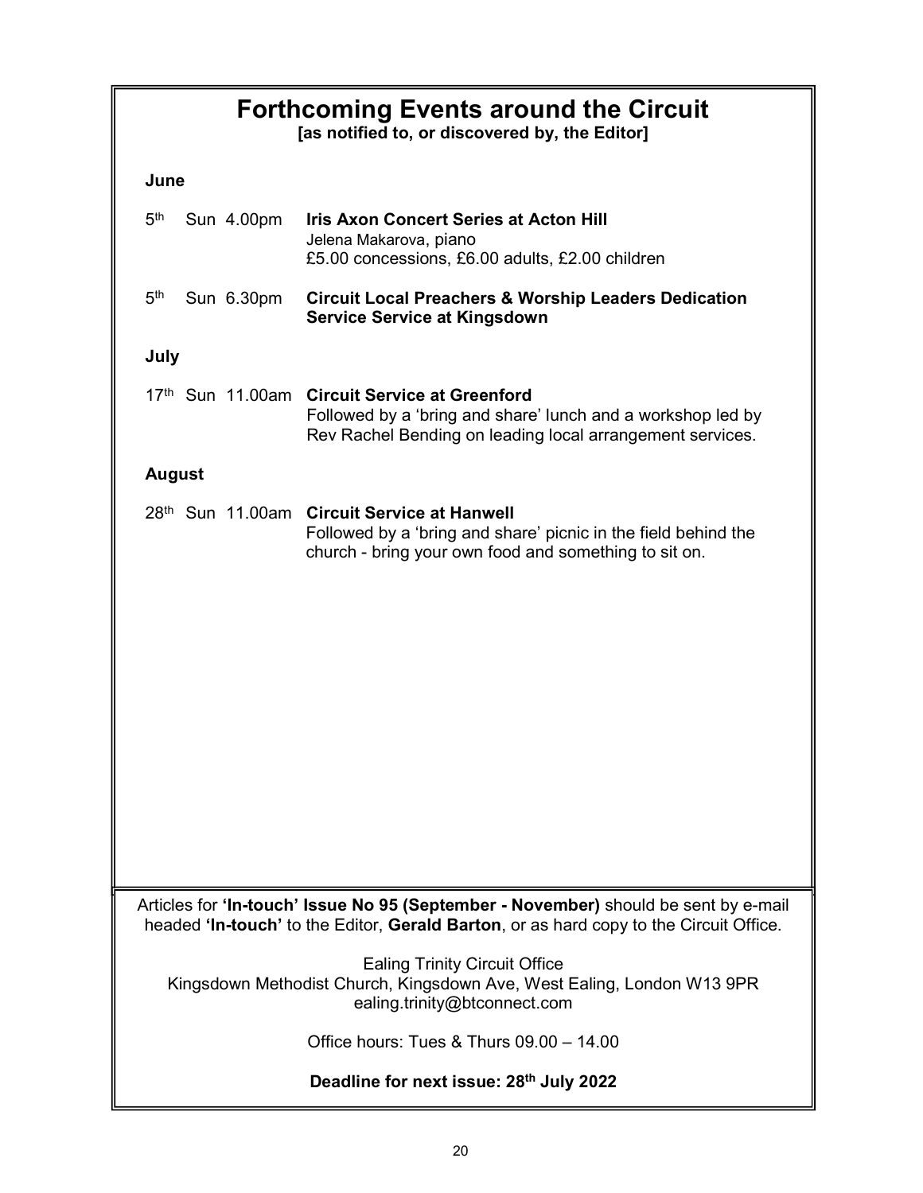# Forthcoming Events around the Circuit

**[as notified to, or discovered by, the Editor]**

## June

5th Sun 4.00pm **Iris Axon Concert Series at Acton Hill**
Jelena Makarova, piano
£5.00 concessions, £6.00 adults, £2.00 children

5th Sun 6.30pm **Circuit Local Preachers & Worship Leaders Dedication Service Service at Kingsdown**

## July

17th Sun 11.00am **Circuit Service at Greenford**
Followed by a 'bring and share' lunch and a workshop led by Rev Rachel Bending on leading local arrangement services.

## August

28th Sun 11.00am **Circuit Service at Hanwell**
Followed by a 'bring and share' picnic in the field behind the church - bring your own food and something to sit on.

---

Articles for **'In-touch' Issue No 95 (September - November)** should be sent by e-mail headed **'In-touch'** to the Editor, **Gerald Barton**, or as hard copy to the Circuit Office.

Ealing Trinity Circuit Office
Kingsdown Methodist Church, Kingsdown Ave, West Ealing, London W13 9PR
ealing.trinity@btconnect.com

Office hours: Tues & Thurs 09.00 – 14.00

**Deadline for next issue: 28th July 2022**